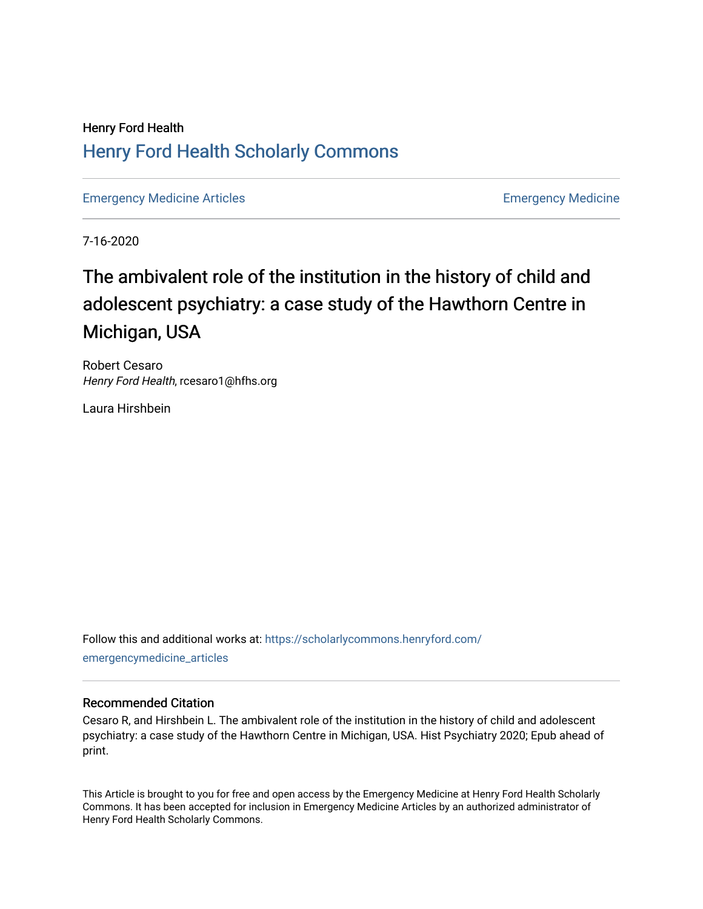Henry Ford Health

# Henry Ford Health Scholarly Commons

Emergency Medicine Articles | Emergency Medicine

7-16-2020

# The ambivalent role of the institution in the history of child and adolescent psychiatry: a case study of the Hawthorn Centre in Michigan, USA

Robert Cesaro
*Henry Ford Health*, rcesaro1@hfhs.org

Laura Hirshbein

Follow this and additional works at: https://scholarlycommons.henryford.com/emergencymedicine_articles

## Recommended Citation

Cesaro R, and Hirshbein L. The ambivalent role of the institution in the history of child and adolescent psychiatry: a case study of the Hawthorn Centre in Michigan, USA. Hist Psychiatry 2020; Epub ahead of print.

This Article is brought to you for free and open access by the Emergency Medicine at Henry Ford Health Scholarly Commons. It has been accepted for inclusion in Emergency Medicine Articles by an authorized administrator of Henry Ford Health Scholarly Commons.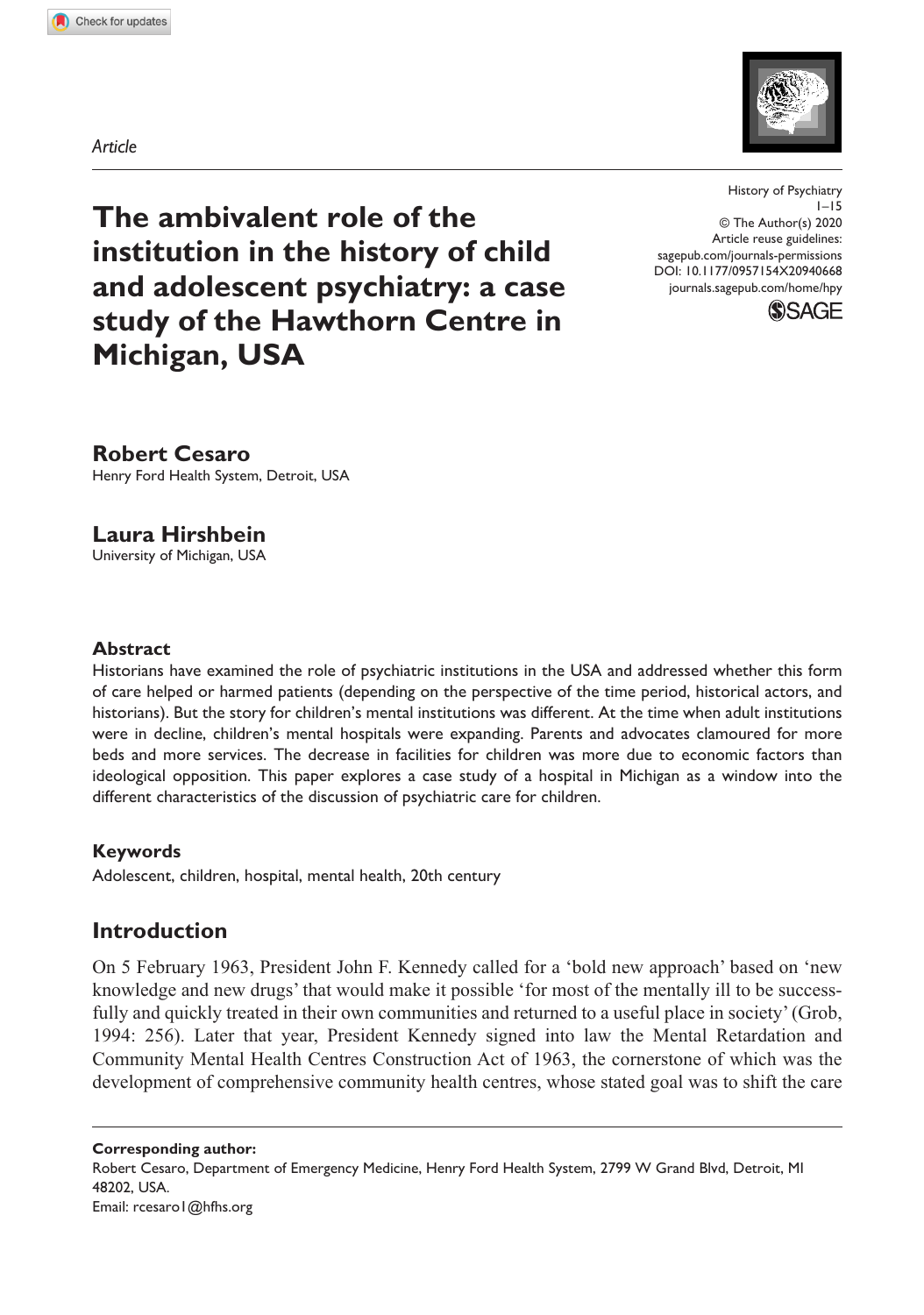Article

# The ambivalent role of the institution in the history of child and adolescent psychiatry: a case study of the Hawthorn Centre in Michigan, USA

History of Psychiatry
1–15
© The Author(s) 2020
Article reuse guidelines:
sagepub.com/journals-permissions
DOI: 10.1177/0957154X20940668
journals.sagepub.com/home/hpy

**Robert Cesaro**
Henry Ford Health System, Detroit, USA

**Laura Hirshbein**
University of Michigan, USA

### Abstract

Historians have examined the role of psychiatric institutions in the USA and addressed whether this form of care helped or harmed patients (depending on the perspective of the time period, historical actors, and historians). But the story for children's mental institutions was different. At the time when adult institutions were in decline, children's mental hospitals were expanding. Parents and advocates clamoured for more beds and more services. The decrease in facilities for children was more due to economic factors than ideological opposition. This paper explores a case study of a hospital in Michigan as a window into the different characteristics of the discussion of psychiatric care for children.

### Keywords

Adolescent, children, hospital, mental health, 20th century

## Introduction

On 5 February 1963, President John F. Kennedy called for a 'bold new approach' based on 'new knowledge and new drugs' that would make it possible 'for most of the mentally ill to be successfully and quickly treated in their own communities and returned to a useful place in society' (Grob, 1994: 256). Later that year, President Kennedy signed into law the Mental Retardation and Community Mental Health Centres Construction Act of 1963, the cornerstone of which was the development of comprehensive community health centres, whose stated goal was to shift the care

**Corresponding author:**
Robert Cesaro, Department of Emergency Medicine, Henry Ford Health System, 2799 W Grand Blvd, Detroit, MI 48202, USA.
Email: rcesaro1@hfhs.org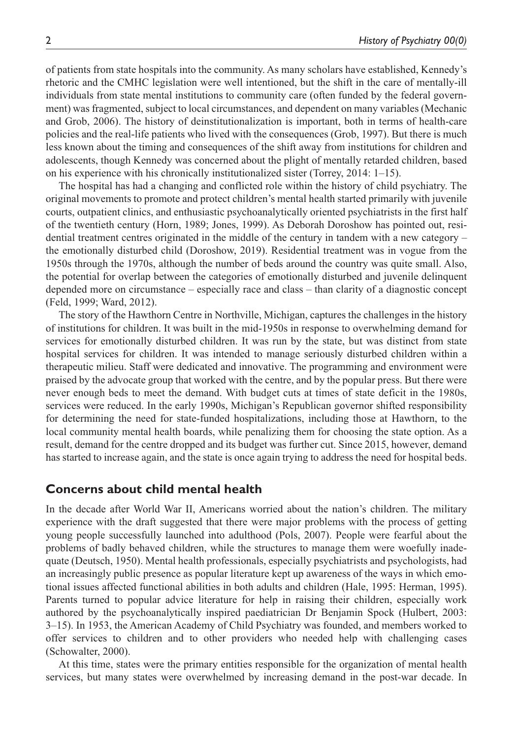of patients from state hospitals into the community. As many scholars have established, Kennedy's rhetoric and the CMHC legislation were well intentioned, but the shift in the care of mentally-ill individuals from state mental institutions to community care (often funded by the federal government) was fragmented, subject to local circumstances, and dependent on many variables (Mechanic and Grob, 2006). The history of deinstitutionalization is important, both in terms of health-care policies and the real-life patients who lived with the consequences (Grob, 1997). But there is much less known about the timing and consequences of the shift away from institutions for children and adolescents, though Kennedy was concerned about the plight of mentally retarded children, based on his experience with his chronically institutionalized sister (Torrey, 2014: 1–15).

The hospital has had a changing and conflicted role within the history of child psychiatry. The original movements to promote and protect children's mental health started primarily with juvenile courts, outpatient clinics, and enthusiastic psychoanalytically oriented psychiatrists in the first half of the twentieth century (Horn, 1989; Jones, 1999). As Deborah Doroshow has pointed out, residential treatment centres originated in the middle of the century in tandem with a new category – the emotionally disturbed child (Doroshow, 2019). Residential treatment was in vogue from the 1950s through the 1970s, although the number of beds around the country was quite small. Also, the potential for overlap between the categories of emotionally disturbed and juvenile delinquent depended more on circumstance – especially race and class – than clarity of a diagnostic concept (Feld, 1999; Ward, 2012).

The story of the Hawthorn Centre in Northville, Michigan, captures the challenges in the history of institutions for children. It was built in the mid-1950s in response to overwhelming demand for services for emotionally disturbed children. It was run by the state, but was distinct from state hospital services for children. It was intended to manage seriously disturbed children within a therapeutic milieu. Staff were dedicated and innovative. The programming and environment were praised by the advocate group that worked with the centre, and by the popular press. But there were never enough beds to meet the demand. With budget cuts at times of state deficit in the 1980s, services were reduced. In the early 1990s, Michigan's Republican governor shifted responsibility for determining the need for state-funded hospitalizations, including those at Hawthorn, to the local community mental health boards, while penalizing them for choosing the state option. As a result, demand for the centre dropped and its budget was further cut. Since 2015, however, demand has started to increase again, and the state is once again trying to address the need for hospital beds.

## Concerns about child mental health

In the decade after World War II, Americans worried about the nation's children. The military experience with the draft suggested that there were major problems with the process of getting young people successfully launched into adulthood (Pols, 2007). People were fearful about the problems of badly behaved children, while the structures to manage them were woefully inadequate (Deutsch, 1950). Mental health professionals, especially psychiatrists and psychologists, had an increasingly public presence as popular literature kept up awareness of the ways in which emotional issues affected functional abilities in both adults and children (Hale, 1995: Herman, 1995). Parents turned to popular advice literature for help in raising their children, especially work authored by the psychoanalytically inspired paediatrician Dr Benjamin Spock (Hulbert, 2003: 3–15). In 1953, the American Academy of Child Psychiatry was founded, and members worked to offer services to children and to other providers who needed help with challenging cases (Schowalter, 2000).

At this time, states were the primary entities responsible for the organization of mental health services, but many states were overwhelmed by increasing demand in the post-war decade. In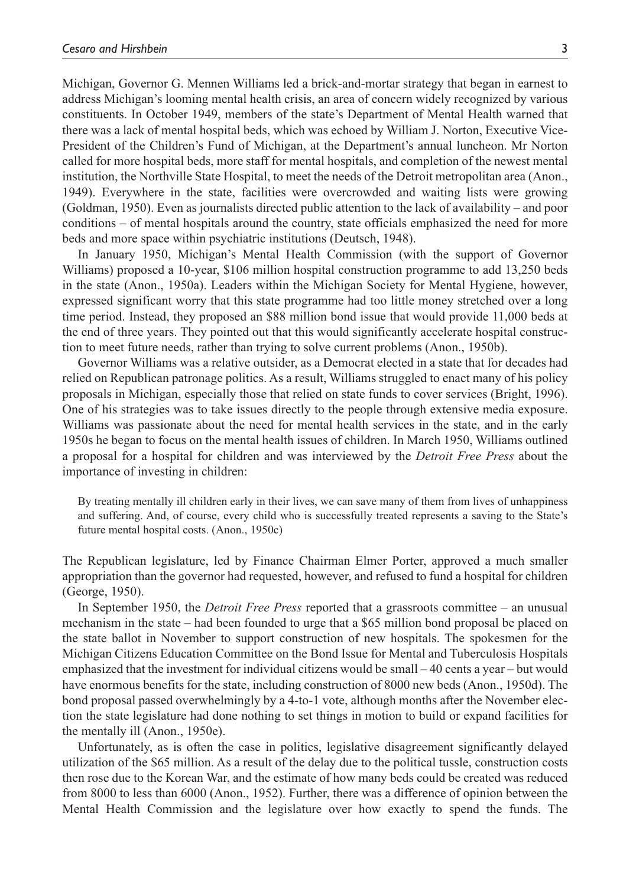Michigan, Governor G. Mennen Williams led a brick-and-mortar strategy that began in earnest to address Michigan's looming mental health crisis, an area of concern widely recognized by various constituents. In October 1949, members of the state's Department of Mental Health warned that there was a lack of mental hospital beds, which was echoed by William J. Norton, Executive Vice-President of the Children's Fund of Michigan, at the Department's annual luncheon. Mr Norton called for more hospital beds, more staff for mental hospitals, and completion of the newest mental institution, the Northville State Hospital, to meet the needs of the Detroit metropolitan area (Anon., 1949). Everywhere in the state, facilities were overcrowded and waiting lists were growing (Goldman, 1950). Even as journalists directed public attention to the lack of availability – and poor conditions – of mental hospitals around the country, state officials emphasized the need for more beds and more space within psychiatric institutions (Deutsch, 1948).

In January 1950, Michigan's Mental Health Commission (with the support of Governor Williams) proposed a 10-year, $106 million hospital construction programme to add 13,250 beds in the state (Anon., 1950a). Leaders within the Michigan Society for Mental Hygiene, however, expressed significant worry that this state programme had too little money stretched over a long time period. Instead, they proposed an $88 million bond issue that would provide 11,000 beds at the end of three years. They pointed out that this would significantly accelerate hospital construction to meet future needs, rather than trying to solve current problems (Anon., 1950b).

Governor Williams was a relative outsider, as a Democrat elected in a state that for decades had relied on Republican patronage politics. As a result, Williams struggled to enact many of his policy proposals in Michigan, especially those that relied on state funds to cover services (Bright, 1996). One of his strategies was to take issues directly to the people through extensive media exposure. Williams was passionate about the need for mental health services in the state, and in the early 1950s he began to focus on the mental health issues of children. In March 1950, Williams outlined a proposal for a hospital for children and was interviewed by the *Detroit Free Press* about the importance of investing in children:

> By treating mentally ill children early in their lives, we can save many of them from lives of unhappiness and suffering. And, of course, every child who is successfully treated represents a saving to the State's future mental hospital costs. (Anon., 1950c)

The Republican legislature, led by Finance Chairman Elmer Porter, approved a much smaller appropriation than the governor had requested, however, and refused to fund a hospital for children (George, 1950).

In September 1950, the *Detroit Free Press* reported that a grassroots committee – an unusual mechanism in the state – had been founded to urge that a $65 million bond proposal be placed on the state ballot in November to support construction of new hospitals. The spokesmen for the Michigan Citizens Education Committee on the Bond Issue for Mental and Tuberculosis Hospitals emphasized that the investment for individual citizens would be small – 40 cents a year – but would have enormous benefits for the state, including construction of 8000 new beds (Anon., 1950d). The bond proposal passed overwhelmingly by a 4-to-1 vote, although months after the November election the state legislature had done nothing to set things in motion to build or expand facilities for the mentally ill (Anon., 1950e).

Unfortunately, as is often the case in politics, legislative disagreement significantly delayed utilization of the $65 million. As a result of the delay due to the political tussle, construction costs then rose due to the Korean War, and the estimate of how many beds could be created was reduced from 8000 to less than 6000 (Anon., 1952). Further, there was a difference of opinion between the Mental Health Commission and the legislature over how exactly to spend the funds. The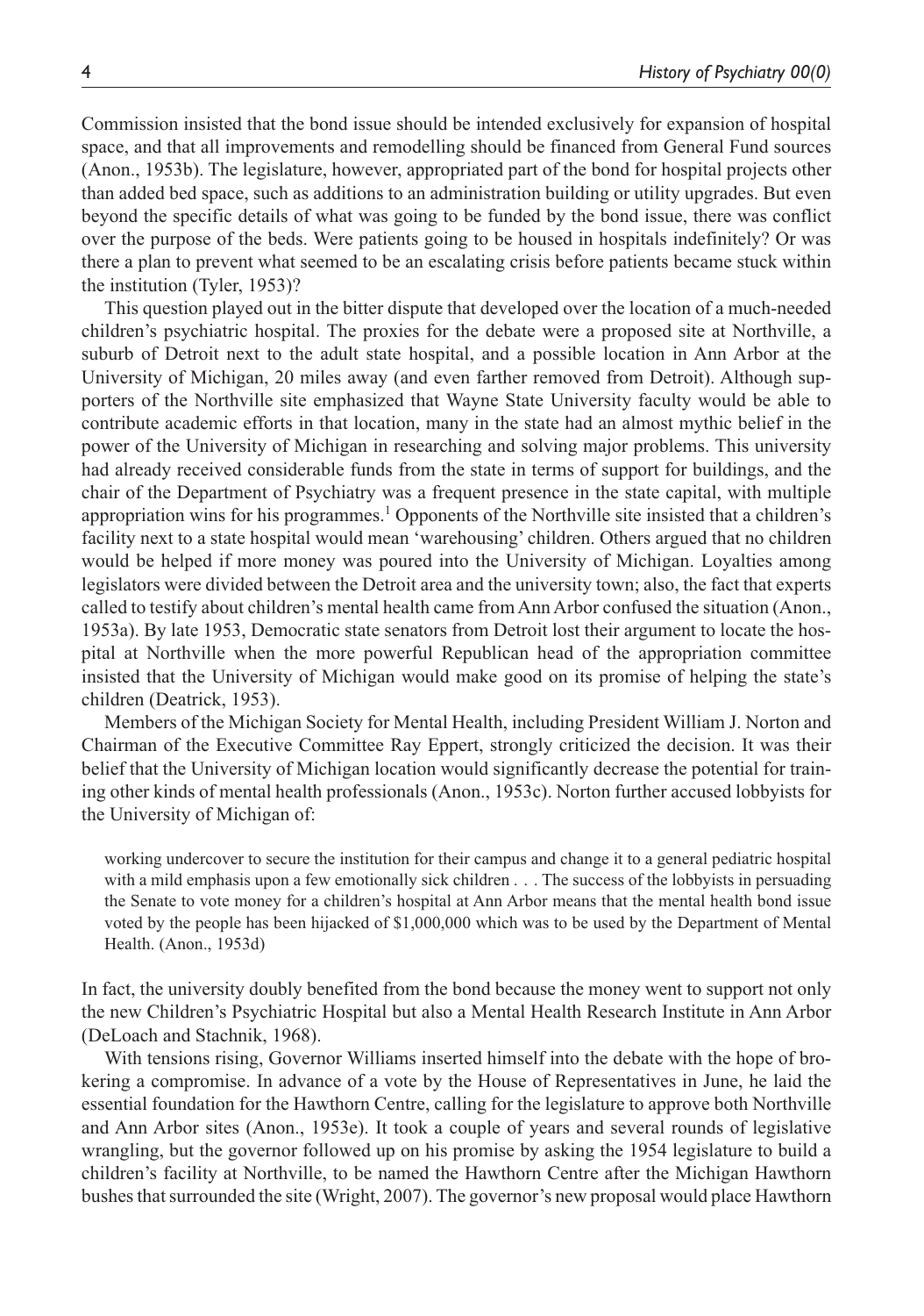Commission insisted that the bond issue should be intended exclusively for expansion of hospital space, and that all improvements and remodelling should be financed from General Fund sources (Anon., 1953b). The legislature, however, appropriated part of the bond for hospital projects other than added bed space, such as additions to an administration building or utility upgrades. But even beyond the specific details of what was going to be funded by the bond issue, there was conflict over the purpose of the beds. Were patients going to be housed in hospitals indefinitely? Or was there a plan to prevent what seemed to be an escalating crisis before patients became stuck within the institution (Tyler, 1953)?

This question played out in the bitter dispute that developed over the location of a much-needed children's psychiatric hospital. The proxies for the debate were a proposed site at Northville, a suburb of Detroit next to the adult state hospital, and a possible location in Ann Arbor at the University of Michigan, 20 miles away (and even farther removed from Detroit). Although supporters of the Northville site emphasized that Wayne State University faculty would be able to contribute academic efforts in that location, many in the state had an almost mythic belief in the power of the University of Michigan in researching and solving major problems. This university had already received considerable funds from the state in terms of support for buildings, and the chair of the Department of Psychiatry was a frequent presence in the state capital, with multiple appropriation wins for his programmes.[1] Opponents of the Northville site insisted that a children's facility next to a state hospital would mean 'warehousing' children. Others argued that no children would be helped if more money was poured into the University of Michigan. Loyalties among legislators were divided between the Detroit area and the university town; also, the fact that experts called to testify about children's mental health came from Ann Arbor confused the situation (Anon., 1953a). By late 1953, Democratic state senators from Detroit lost their argument to locate the hospital at Northville when the more powerful Republican head of the appropriation committee insisted that the University of Michigan would make good on its promise of helping the state's children (Deatrick, 1953).

Members of the Michigan Society for Mental Health, including President William J. Norton and Chairman of the Executive Committee Ray Eppert, strongly criticized the decision. It was their belief that the University of Michigan location would significantly decrease the potential for training other kinds of mental health professionals (Anon., 1953c). Norton further accused lobbyists for the University of Michigan of:

> working undercover to secure the institution for their campus and change it to a general pediatric hospital with a mild emphasis upon a few emotionally sick children . . . The success of the lobbyists in persuading the Senate to vote money for a children's hospital at Ann Arbor means that the mental health bond issue voted by the people has been hijacked of $1,000,000 which was to be used by the Department of Mental Health. (Anon., 1953d)

In fact, the university doubly benefited from the bond because the money went to support not only the new Children's Psychiatric Hospital but also a Mental Health Research Institute in Ann Arbor (DeLoach and Stachnik, 1968).

With tensions rising, Governor Williams inserted himself into the debate with the hope of brokering a compromise. In advance of a vote by the House of Representatives in June, he laid the essential foundation for the Hawthorn Centre, calling for the legislature to approve both Northville and Ann Arbor sites (Anon., 1953e). It took a couple of years and several rounds of legislative wrangling, but the governor followed up on his promise by asking the 1954 legislature to build a children's facility at Northville, to be named the Hawthorn Centre after the Michigan Hawthorn bushes that surrounded the site (Wright, 2007). The governor's new proposal would place Hawthorn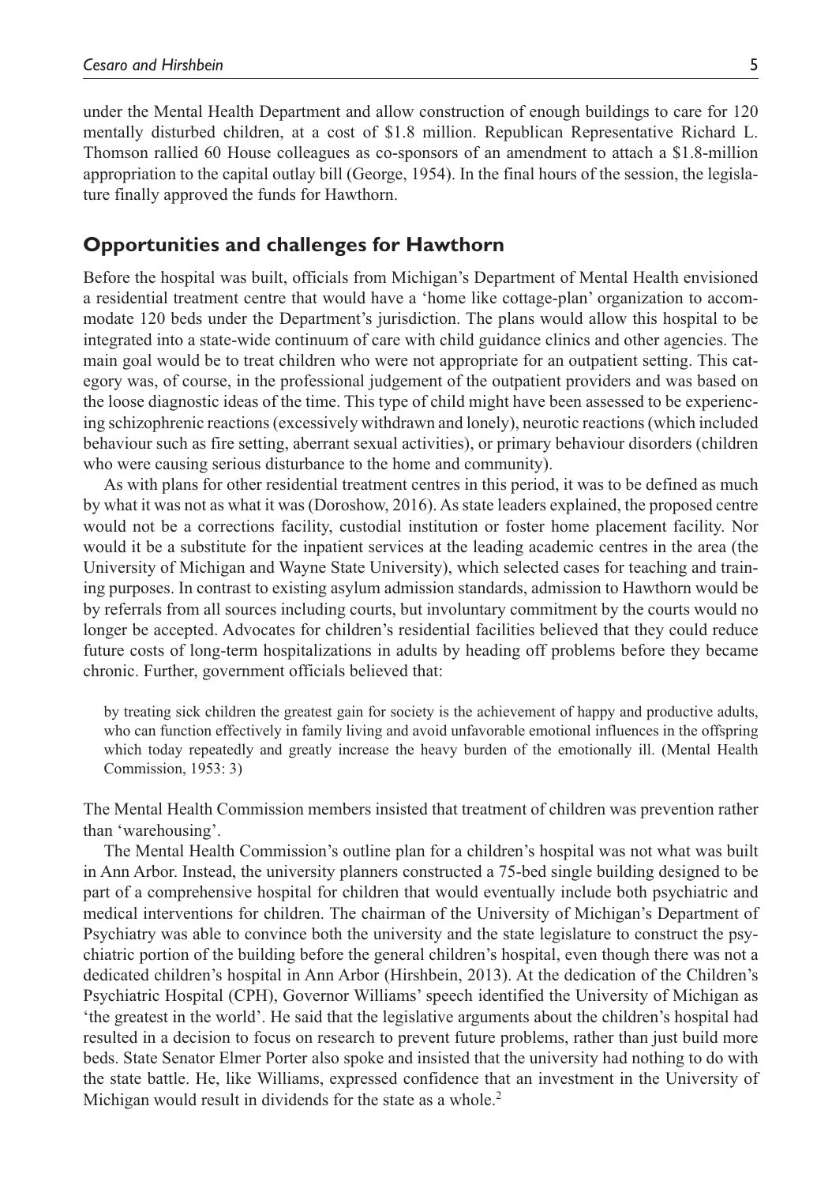under the Mental Health Department and allow construction of enough buildings to care for 120 mentally disturbed children, at a cost of $1.8 million. Republican Representative Richard L. Thomson rallied 60 House colleagues as co-sponsors of an amendment to attach a $1.8-million appropriation to the capital outlay bill (George, 1954). In the final hours of the session, the legislature finally approved the funds for Hawthorn.

## Opportunities and challenges for Hawthorn

Before the hospital was built, officials from Michigan's Department of Mental Health envisioned a residential treatment centre that would have a 'home like cottage-plan' organization to accommodate 120 beds under the Department's jurisdiction. The plans would allow this hospital to be integrated into a state-wide continuum of care with child guidance clinics and other agencies. The main goal would be to treat children who were not appropriate for an outpatient setting. This category was, of course, in the professional judgement of the outpatient providers and was based on the loose diagnostic ideas of the time. This type of child might have been assessed to be experiencing schizophrenic reactions (excessively withdrawn and lonely), neurotic reactions (which included behaviour such as fire setting, aberrant sexual activities), or primary behaviour disorders (children who were causing serious disturbance to the home and community).

As with plans for other residential treatment centres in this period, it was to be defined as much by what it was not as what it was (Doroshow, 2016). As state leaders explained, the proposed centre would not be a corrections facility, custodial institution or foster home placement facility. Nor would it be a substitute for the inpatient services at the leading academic centres in the area (the University of Michigan and Wayne State University), which selected cases for teaching and training purposes. In contrast to existing asylum admission standards, admission to Hawthorn would be by referrals from all sources including courts, but involuntary commitment by the courts would no longer be accepted. Advocates for children's residential facilities believed that they could reduce future costs of long-term hospitalizations in adults by heading off problems before they became chronic. Further, government officials believed that:

> by treating sick children the greatest gain for society is the achievement of happy and productive adults, who can function effectively in family living and avoid unfavorable emotional influences in the offspring which today repeatedly and greatly increase the heavy burden of the emotionally ill. (Mental Health Commission, 1953: 3)

The Mental Health Commission members insisted that treatment of children was prevention rather than 'warehousing'.

The Mental Health Commission's outline plan for a children's hospital was not what was built in Ann Arbor. Instead, the university planners constructed a 75-bed single building designed to be part of a comprehensive hospital for children that would eventually include both psychiatric and medical interventions for children. The chairman of the University of Michigan's Department of Psychiatry was able to convince both the university and the state legislature to construct the psychiatric portion of the building before the general children's hospital, even though there was not a dedicated children's hospital in Ann Arbor (Hirshbein, 2013). At the dedication of the Children's Psychiatric Hospital (CPH), Governor Williams' speech identified the University of Michigan as 'the greatest in the world'. He said that the legislative arguments about the children's hospital had resulted in a decision to focus on research to prevent future problems, rather than just build more beds. State Senator Elmer Porter also spoke and insisted that the university had nothing to do with the state battle. He, like Williams, expressed confidence that an investment in the University of Michigan would result in dividends for the state as a whole.[2]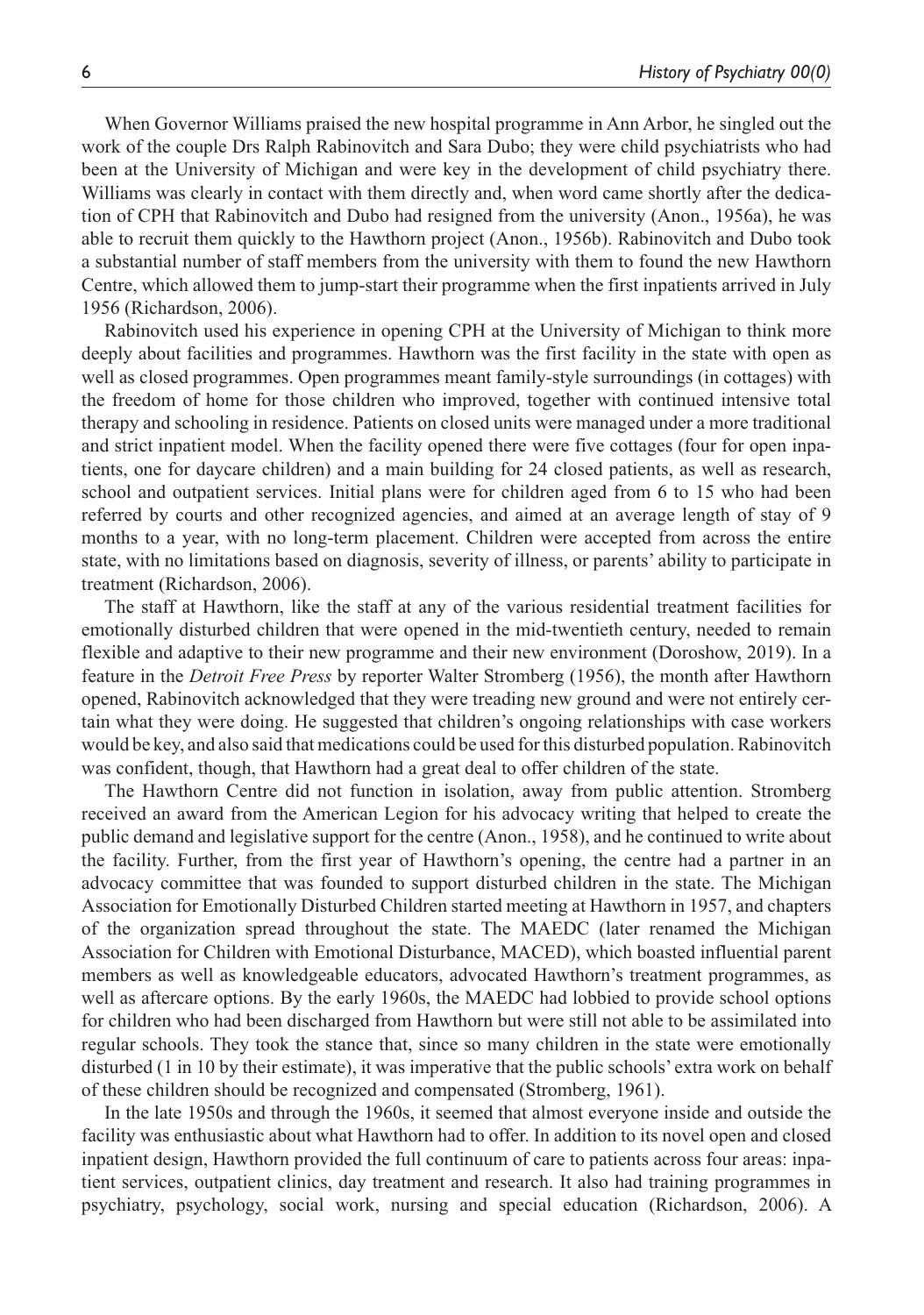When Governor Williams praised the new hospital programme in Ann Arbor, he singled out the work of the couple Drs Ralph Rabinovitch and Sara Dubo; they were child psychiatrists who had been at the University of Michigan and were key in the development of child psychiatry there. Williams was clearly in contact with them directly and, when word came shortly after the dedication of CPH that Rabinovitch and Dubo had resigned from the university (Anon., 1956a), he was able to recruit them quickly to the Hawthorn project (Anon., 1956b). Rabinovitch and Dubo took a substantial number of staff members from the university with them to found the new Hawthorn Centre, which allowed them to jump-start their programme when the first inpatients arrived in July 1956 (Richardson, 2006).

Rabinovitch used his experience in opening CPH at the University of Michigan to think more deeply about facilities and programmes. Hawthorn was the first facility in the state with open as well as closed programmes. Open programmes meant family-style surroundings (in cottages) with the freedom of home for those children who improved, together with continued intensive total therapy and schooling in residence. Patients on closed units were managed under a more traditional and strict inpatient model. When the facility opened there were five cottages (four for open inpatients, one for daycare children) and a main building for 24 closed patients, as well as research, school and outpatient services. Initial plans were for children aged from 6 to 15 who had been referred by courts and other recognized agencies, and aimed at an average length of stay of 9 months to a year, with no long-term placement. Children were accepted from across the entire state, with no limitations based on diagnosis, severity of illness, or parents' ability to participate in treatment (Richardson, 2006).

The staff at Hawthorn, like the staff at any of the various residential treatment facilities for emotionally disturbed children that were opened in the mid-twentieth century, needed to remain flexible and adaptive to their new programme and their new environment (Doroshow, 2019). In a feature in the *Detroit Free Press* by reporter Walter Stromberg (1956), the month after Hawthorn opened, Rabinovitch acknowledged that they were treading new ground and were not entirely certain what they were doing. He suggested that children's ongoing relationships with case workers would be key, and also said that medications could be used for this disturbed population. Rabinovitch was confident, though, that Hawthorn had a great deal to offer children of the state.

The Hawthorn Centre did not function in isolation, away from public attention. Stromberg received an award from the American Legion for his advocacy writing that helped to create the public demand and legislative support for the centre (Anon., 1958), and he continued to write about the facility. Further, from the first year of Hawthorn's opening, the centre had a partner in an advocacy committee that was founded to support disturbed children in the state. The Michigan Association for Emotionally Disturbed Children started meeting at Hawthorn in 1957, and chapters of the organization spread throughout the state. The MAEDC (later renamed the Michigan Association for Children with Emotional Disturbance, MACED), which boasted influential parent members as well as knowledgeable educators, advocated Hawthorn's treatment programmes, as well as aftercare options. By the early 1960s, the MAEDC had lobbied to provide school options for children who had been discharged from Hawthorn but were still not able to be assimilated into regular schools. They took the stance that, since so many children in the state were emotionally disturbed (1 in 10 by their estimate), it was imperative that the public schools' extra work on behalf of these children should be recognized and compensated (Stromberg, 1961).

In the late 1950s and through the 1960s, it seemed that almost everyone inside and outside the facility was enthusiastic about what Hawthorn had to offer. In addition to its novel open and closed inpatient design, Hawthorn provided the full continuum of care to patients across four areas: inpatient services, outpatient clinics, day treatment and research. It also had training programmes in psychiatry, psychology, social work, nursing and special education (Richardson, 2006). A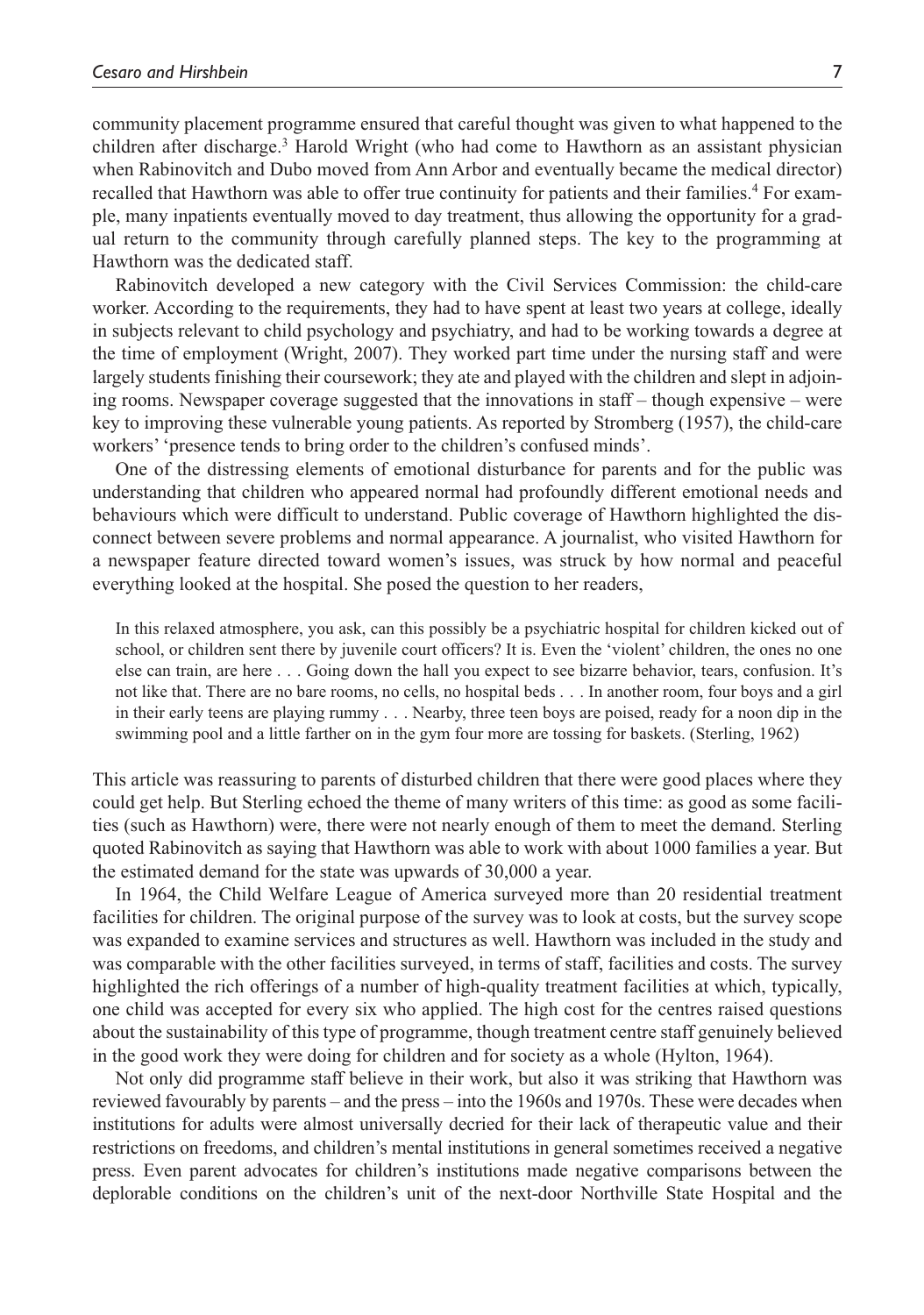community placement programme ensured that careful thought was given to what happened to the children after discharge.[3] Harold Wright (who had come to Hawthorn as an assistant physician when Rabinovitch and Dubo moved from Ann Arbor and eventually became the medical director) recalled that Hawthorn was able to offer true continuity for patients and their families.[4] For example, many inpatients eventually moved to day treatment, thus allowing the opportunity for a gradual return to the community through carefully planned steps. The key to the programming at Hawthorn was the dedicated staff.

Rabinovitch developed a new category with the Civil Services Commission: the child-care worker. According to the requirements, they had to have spent at least two years at college, ideally in subjects relevant to child psychology and psychiatry, and had to be working towards a degree at the time of employment (Wright, 2007). They worked part time under the nursing staff and were largely students finishing their coursework; they ate and played with the children and slept in adjoining rooms. Newspaper coverage suggested that the innovations in staff – though expensive – were key to improving these vulnerable young patients. As reported by Stromberg (1957), the child-care workers' 'presence tends to bring order to the children's confused minds'.

One of the distressing elements of emotional disturbance for parents and for the public was understanding that children who appeared normal had profoundly different emotional needs and behaviours which were difficult to understand. Public coverage of Hawthorn highlighted the disconnect between severe problems and normal appearance. A journalist, who visited Hawthorn for a newspaper feature directed toward women's issues, was struck by how normal and peaceful everything looked at the hospital. She posed the question to her readers,

> In this relaxed atmosphere, you ask, can this possibly be a psychiatric hospital for children kicked out of school, or children sent there by juvenile court officers? It is. Even the 'violent' children, the ones no one else can train, are here . . . Going down the hall you expect to see bizarre behavior, tears, confusion. It's not like that. There are no bare rooms, no cells, no hospital beds . . . In another room, four boys and a girl in their early teens are playing rummy . . . Nearby, three teen boys are poised, ready for a noon dip in the swimming pool and a little farther on in the gym four more are tossing for baskets. (Sterling, 1962)

This article was reassuring to parents of disturbed children that there were good places where they could get help. But Sterling echoed the theme of many writers of this time: as good as some facilities (such as Hawthorn) were, there were not nearly enough of them to meet the demand. Sterling quoted Rabinovitch as saying that Hawthorn was able to work with about 1000 families a year. But the estimated demand for the state was upwards of 30,000 a year.

In 1964, the Child Welfare League of America surveyed more than 20 residential treatment facilities for children. The original purpose of the survey was to look at costs, but the survey scope was expanded to examine services and structures as well. Hawthorn was included in the study and was comparable with the other facilities surveyed, in terms of staff, facilities and costs. The survey highlighted the rich offerings of a number of high-quality treatment facilities at which, typically, one child was accepted for every six who applied. The high cost for the centres raised questions about the sustainability of this type of programme, though treatment centre staff genuinely believed in the good work they were doing for children and for society as a whole (Hylton, 1964).

Not only did programme staff believe in their work, but also it was striking that Hawthorn was reviewed favourably by parents – and the press – into the 1960s and 1970s. These were decades when institutions for adults were almost universally decried for their lack of therapeutic value and their restrictions on freedoms, and children's mental institutions in general sometimes received a negative press. Even parent advocates for children's institutions made negative comparisons between the deplorable conditions on the children's unit of the next-door Northville State Hospital and the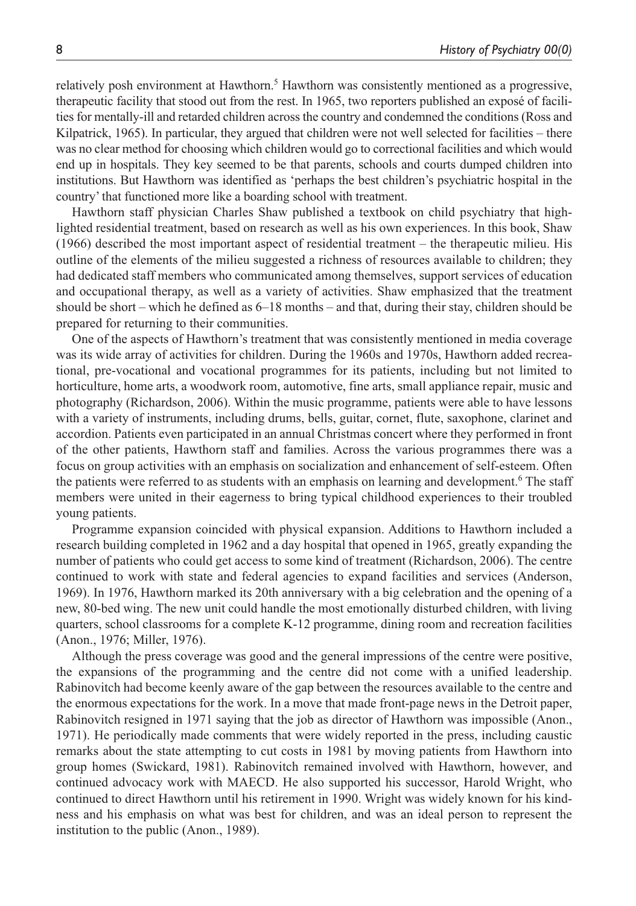relatively posh environment at Hawthorn.[5] Hawthorn was consistently mentioned as a progressive, therapeutic facility that stood out from the rest. In 1965, two reporters published an exposé of facilities for mentally-ill and retarded children across the country and condemned the conditions (Ross and Kilpatrick, 1965). In particular, they argued that children were not well selected for facilities – there was no clear method for choosing which children would go to correctional facilities and which would end up in hospitals. They key seemed to be that parents, schools and courts dumped children into institutions. But Hawthorn was identified as 'perhaps the best children's psychiatric hospital in the country' that functioned more like a boarding school with treatment.

Hawthorn staff physician Charles Shaw published a textbook on child psychiatry that highlighted residential treatment, based on research as well as his own experiences. In this book, Shaw (1966) described the most important aspect of residential treatment – the therapeutic milieu. His outline of the elements of the milieu suggested a richness of resources available to children; they had dedicated staff members who communicated among themselves, support services of education and occupational therapy, as well as a variety of activities. Shaw emphasized that the treatment should be short – which he defined as 6–18 months – and that, during their stay, children should be prepared for returning to their communities.

One of the aspects of Hawthorn's treatment that was consistently mentioned in media coverage was its wide array of activities for children. During the 1960s and 1970s, Hawthorn added recreational, pre-vocational and vocational programmes for its patients, including but not limited to horticulture, home arts, a woodwork room, automotive, fine arts, small appliance repair, music and photography (Richardson, 2006). Within the music programme, patients were able to have lessons with a variety of instruments, including drums, bells, guitar, cornet, flute, saxophone, clarinet and accordion. Patients even participated in an annual Christmas concert where they performed in front of the other patients, Hawthorn staff and families. Across the various programmes there was a focus on group activities with an emphasis on socialization and enhancement of self-esteem. Often the patients were referred to as students with an emphasis on learning and development.[6] The staff members were united in their eagerness to bring typical childhood experiences to their troubled young patients.

Programme expansion coincided with physical expansion. Additions to Hawthorn included a research building completed in 1962 and a day hospital that opened in 1965, greatly expanding the number of patients who could get access to some kind of treatment (Richardson, 2006). The centre continued to work with state and federal agencies to expand facilities and services (Anderson, 1969). In 1976, Hawthorn marked its 20th anniversary with a big celebration and the opening of a new, 80-bed wing. The new unit could handle the most emotionally disturbed children, with living quarters, school classrooms for a complete K-12 programme, dining room and recreation facilities (Anon., 1976; Miller, 1976).

Although the press coverage was good and the general impressions of the centre were positive, the expansions of the programming and the centre did not come with a unified leadership. Rabinovitch had become keenly aware of the gap between the resources available to the centre and the enormous expectations for the work. In a move that made front-page news in the Detroit paper, Rabinovitch resigned in 1971 saying that the job as director of Hawthorn was impossible (Anon., 1971). He periodically made comments that were widely reported in the press, including caustic remarks about the state attempting to cut costs in 1981 by moving patients from Hawthorn into group homes (Swickard, 1981). Rabinovitch remained involved with Hawthorn, however, and continued advocacy work with MAECD. He also supported his successor, Harold Wright, who continued to direct Hawthorn until his retirement in 1990. Wright was widely known for his kindness and his emphasis on what was best for children, and was an ideal person to represent the institution to the public (Anon., 1989).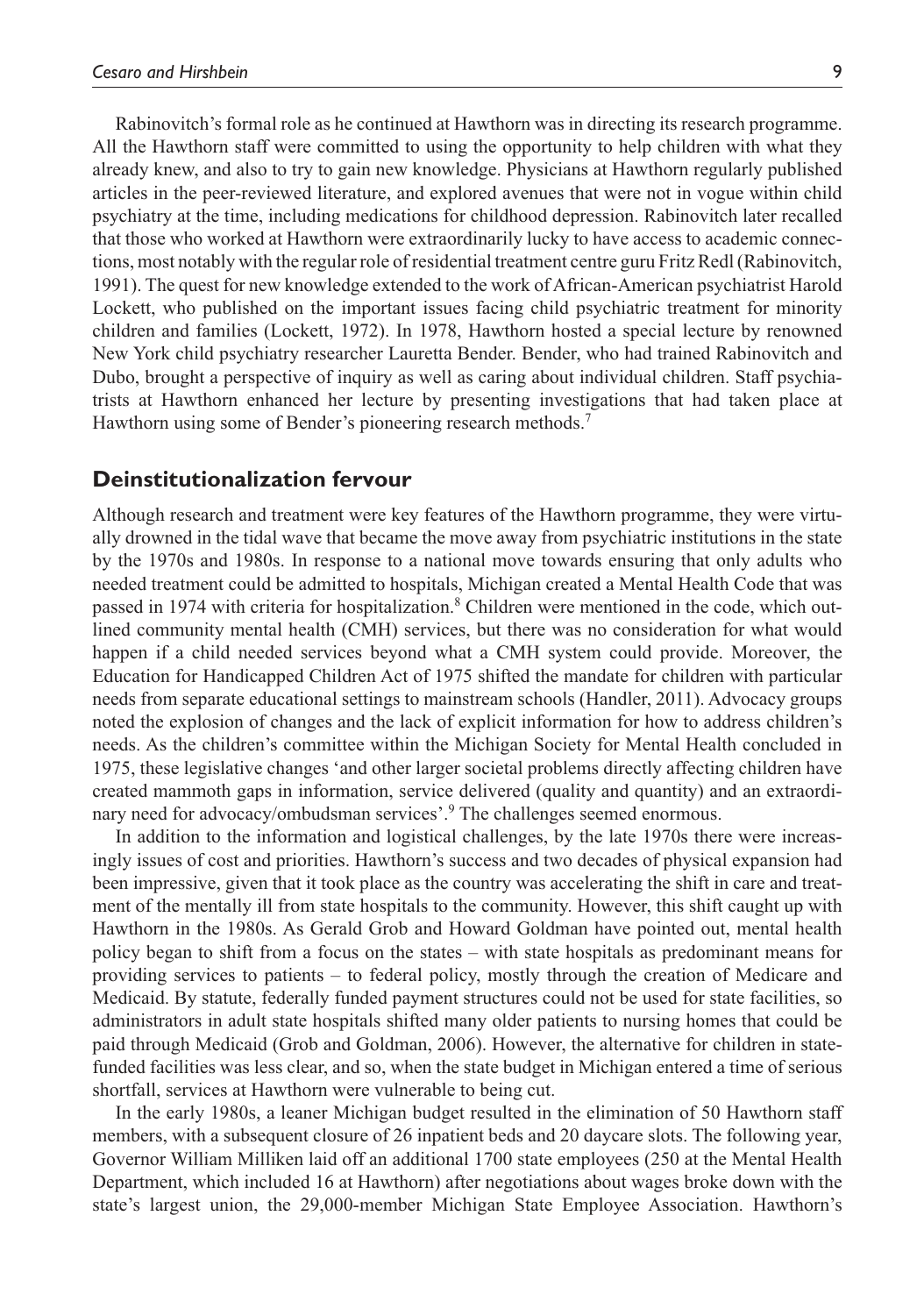Rabinovitch's formal role as he continued at Hawthorn was in directing its research programme. All the Hawthorn staff were committed to using the opportunity to help children with what they already knew, and also to try to gain new knowledge. Physicians at Hawthorn regularly published articles in the peer-reviewed literature, and explored avenues that were not in vogue within child psychiatry at the time, including medications for childhood depression. Rabinovitch later recalled that those who worked at Hawthorn were extraordinarily lucky to have access to academic connections, most notably with the regular role of residential treatment centre guru Fritz Redl (Rabinovitch, 1991). The quest for new knowledge extended to the work of African-American psychiatrist Harold Lockett, who published on the important issues facing child psychiatric treatment for minority children and families (Lockett, 1972). In 1978, Hawthorn hosted a special lecture by renowned New York child psychiatry researcher Lauretta Bender. Bender, who had trained Rabinovitch and Dubo, brought a perspective of inquiry as well as caring about individual children. Staff psychiatrists at Hawthorn enhanced her lecture by presenting investigations that had taken place at Hawthorn using some of Bender's pioneering research methods.[7]

## Deinstitutionalization fervour

Although research and treatment were key features of the Hawthorn programme, they were virtually drowned in the tidal wave that became the move away from psychiatric institutions in the state by the 1970s and 1980s. In response to a national move towards ensuring that only adults who needed treatment could be admitted to hospitals, Michigan created a Mental Health Code that was passed in 1974 with criteria for hospitalization.[8] Children were mentioned in the code, which outlined community mental health (CMH) services, but there was no consideration for what would happen if a child needed services beyond what a CMH system could provide. Moreover, the Education for Handicapped Children Act of 1975 shifted the mandate for children with particular needs from separate educational settings to mainstream schools (Handler, 2011). Advocacy groups noted the explosion of changes and the lack of explicit information for how to address children's needs. As the children's committee within the Michigan Society for Mental Health concluded in 1975, these legislative changes 'and other larger societal problems directly affecting children have created mammoth gaps in information, service delivered (quality and quantity) and an extraordinary need for advocacy/ombudsman services'.[9] The challenges seemed enormous.

In addition to the information and logistical challenges, by the late 1970s there were increasingly issues of cost and priorities. Hawthorn's success and two decades of physical expansion had been impressive, given that it took place as the country was accelerating the shift in care and treatment of the mentally ill from state hospitals to the community. However, this shift caught up with Hawthorn in the 1980s. As Gerald Grob and Howard Goldman have pointed out, mental health policy began to shift from a focus on the states – with state hospitals as predominant means for providing services to patients – to federal policy, mostly through the creation of Medicare and Medicaid. By statute, federally funded payment structures could not be used for state facilities, so administrators in adult state hospitals shifted many older patients to nursing homes that could be paid through Medicaid (Grob and Goldman, 2006). However, the alternative for children in state-funded facilities was less clear, and so, when the state budget in Michigan entered a time of serious shortfall, services at Hawthorn were vulnerable to being cut.

In the early 1980s, a leaner Michigan budget resulted in the elimination of 50 Hawthorn staff members, with a subsequent closure of 26 inpatient beds and 20 daycare slots. The following year, Governor William Milliken laid off an additional 1700 state employees (250 at the Mental Health Department, which included 16 at Hawthorn) after negotiations about wages broke down with the state's largest union, the 29,000-member Michigan State Employee Association. Hawthorn's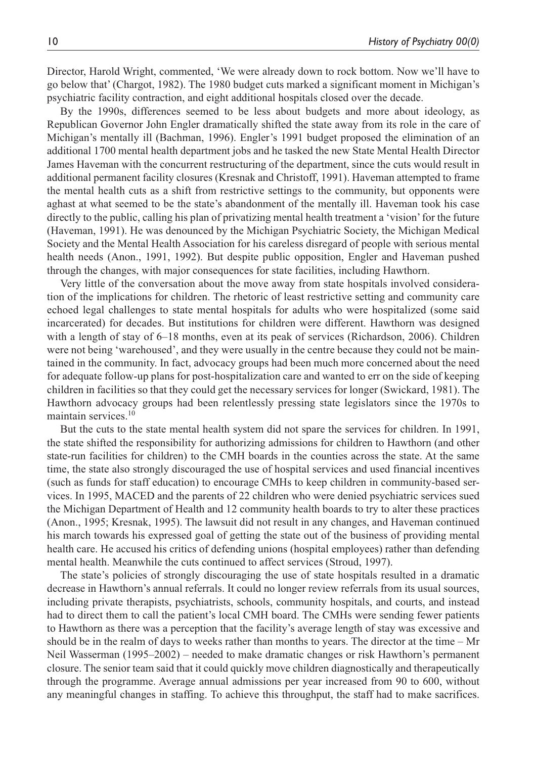Director, Harold Wright, commented, 'We were already down to rock bottom. Now we'll have to go below that' (Chargot, 1982). The 1980 budget cuts marked a significant moment in Michigan's psychiatric facility contraction, and eight additional hospitals closed over the decade.

By the 1990s, differences seemed to be less about budgets and more about ideology, as Republican Governor John Engler dramatically shifted the state away from its role in the care of Michigan's mentally ill (Bachman, 1996). Engler's 1991 budget proposed the elimination of an additional 1700 mental health department jobs and he tasked the new State Mental Health Director James Haveman with the concurrent restructuring of the department, since the cuts would result in additional permanent facility closures (Kresnak and Christoff, 1991). Haveman attempted to frame the mental health cuts as a shift from restrictive settings to the community, but opponents were aghast at what seemed to be the state's abandonment of the mentally ill. Haveman took his case directly to the public, calling his plan of privatizing mental health treatment a 'vision' for the future (Haveman, 1991). He was denounced by the Michigan Psychiatric Society, the Michigan Medical Society and the Mental Health Association for his careless disregard of people with serious mental health needs (Anon., 1991, 1992). But despite public opposition, Engler and Haveman pushed through the changes, with major consequences for state facilities, including Hawthorn.

Very little of the conversation about the move away from state hospitals involved consideration of the implications for children. The rhetoric of least restrictive setting and community care echoed legal challenges to state mental hospitals for adults who were hospitalized (some said incarcerated) for decades. But institutions for children were different. Hawthorn was designed with a length of stay of 6–18 months, even at its peak of services (Richardson, 2006). Children were not being 'warehoused', and they were usually in the centre because they could not be maintained in the community. In fact, advocacy groups had been much more concerned about the need for adequate follow-up plans for post-hospitalization care and wanted to err on the side of keeping children in facilities so that they could get the necessary services for longer (Swickard, 1981). The Hawthorn advocacy groups had been relentlessly pressing state legislators since the 1970s to maintain services.[10]

But the cuts to the state mental health system did not spare the services for children. In 1991, the state shifted the responsibility for authorizing admissions for children to Hawthorn (and other state-run facilities for children) to the CMH boards in the counties across the state. At the same time, the state also strongly discouraged the use of hospital services and used financial incentives (such as funds for staff education) to encourage CMHs to keep children in community-based services. In 1995, MACED and the parents of 22 children who were denied psychiatric services sued the Michigan Department of Health and 12 community health boards to try to alter these practices (Anon., 1995; Kresnak, 1995). The lawsuit did not result in any changes, and Haveman continued his march towards his expressed goal of getting the state out of the business of providing mental health care. He accused his critics of defending unions (hospital employees) rather than defending mental health. Meanwhile the cuts continued to affect services (Stroud, 1997).

The state's policies of strongly discouraging the use of state hospitals resulted in a dramatic decrease in Hawthorn's annual referrals. It could no longer review referrals from its usual sources, including private therapists, psychiatrists, schools, community hospitals, and courts, and instead had to direct them to call the patient's local CMH board. The CMHs were sending fewer patients to Hawthorn as there was a perception that the facility's average length of stay was excessive and should be in the realm of days to weeks rather than months to years. The director at the time – Mr Neil Wasserman (1995–2002) – needed to make dramatic changes or risk Hawthorn's permanent closure. The senior team said that it could quickly move children diagnostically and therapeutically through the programme. Average annual admissions per year increased from 90 to 600, without any meaningful changes in staffing. To achieve this throughput, the staff had to make sacrifices.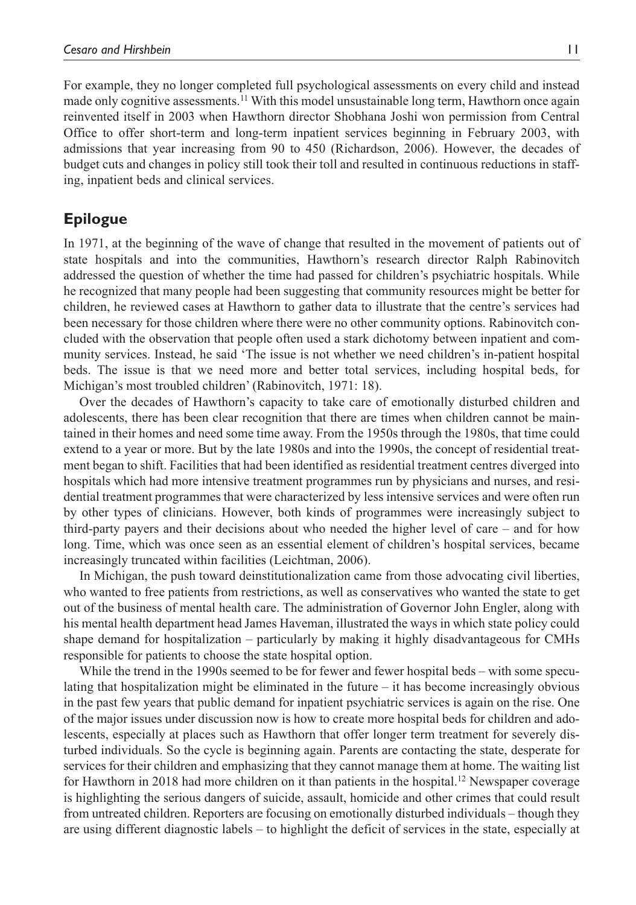For example, they no longer completed full psychological assessments on every child and instead made only cognitive assessments.[11] With this model unsustainable long term, Hawthorn once again reinvented itself in 2003 when Hawthorn director Shobhana Joshi won permission from Central Office to offer short-term and long-term inpatient services beginning in February 2003, with admissions that year increasing from 90 to 450 (Richardson, 2006). However, the decades of budget cuts and changes in policy still took their toll and resulted in continuous reductions in staffing, inpatient beds and clinical services.

## Epilogue

In 1971, at the beginning of the wave of change that resulted in the movement of patients out of state hospitals and into the communities, Hawthorn's research director Ralph Rabinovitch addressed the question of whether the time had passed for children's psychiatric hospitals. While he recognized that many people had been suggesting that community resources might be better for children, he reviewed cases at Hawthorn to gather data to illustrate that the centre's services had been necessary for those children where there were no other community options. Rabinovitch concluded with the observation that people often used a stark dichotomy between inpatient and community services. Instead, he said 'The issue is not whether we need children's in-patient hospital beds. The issue is that we need more and better total services, including hospital beds, for Michigan's most troubled children' (Rabinovitch, 1971: 18).

Over the decades of Hawthorn's capacity to take care of emotionally disturbed children and adolescents, there has been clear recognition that there are times when children cannot be maintained in their homes and need some time away. From the 1950s through the 1980s, that time could extend to a year or more. But by the late 1980s and into the 1990s, the concept of residential treatment began to shift. Facilities that had been identified as residential treatment centres diverged into hospitals which had more intensive treatment programmes run by physicians and nurses, and residential treatment programmes that were characterized by less intensive services and were often run by other types of clinicians. However, both kinds of programmes were increasingly subject to third-party payers and their decisions about who needed the higher level of care – and for how long. Time, which was once seen as an essential element of children's hospital services, became increasingly truncated within facilities (Leichtman, 2006).

In Michigan, the push toward deinstitutionalization came from those advocating civil liberties, who wanted to free patients from restrictions, as well as conservatives who wanted the state to get out of the business of mental health care. The administration of Governor John Engler, along with his mental health department head James Haveman, illustrated the ways in which state policy could shape demand for hospitalization – particularly by making it highly disadvantageous for CMHs responsible for patients to choose the state hospital option.

While the trend in the 1990s seemed to be for fewer and fewer hospital beds – with some speculating that hospitalization might be eliminated in the future – it has become increasingly obvious in the past few years that public demand for inpatient psychiatric services is again on the rise. One of the major issues under discussion now is how to create more hospital beds for children and adolescents, especially at places such as Hawthorn that offer longer term treatment for severely disturbed individuals. So the cycle is beginning again. Parents are contacting the state, desperate for services for their children and emphasizing that they cannot manage them at home. The waiting list for Hawthorn in 2018 had more children on it than patients in the hospital.[12] Newspaper coverage is highlighting the serious dangers of suicide, assault, homicide and other crimes that could result from untreated children. Reporters are focusing on emotionally disturbed individuals – though they are using different diagnostic labels – to highlight the deficit of services in the state, especially at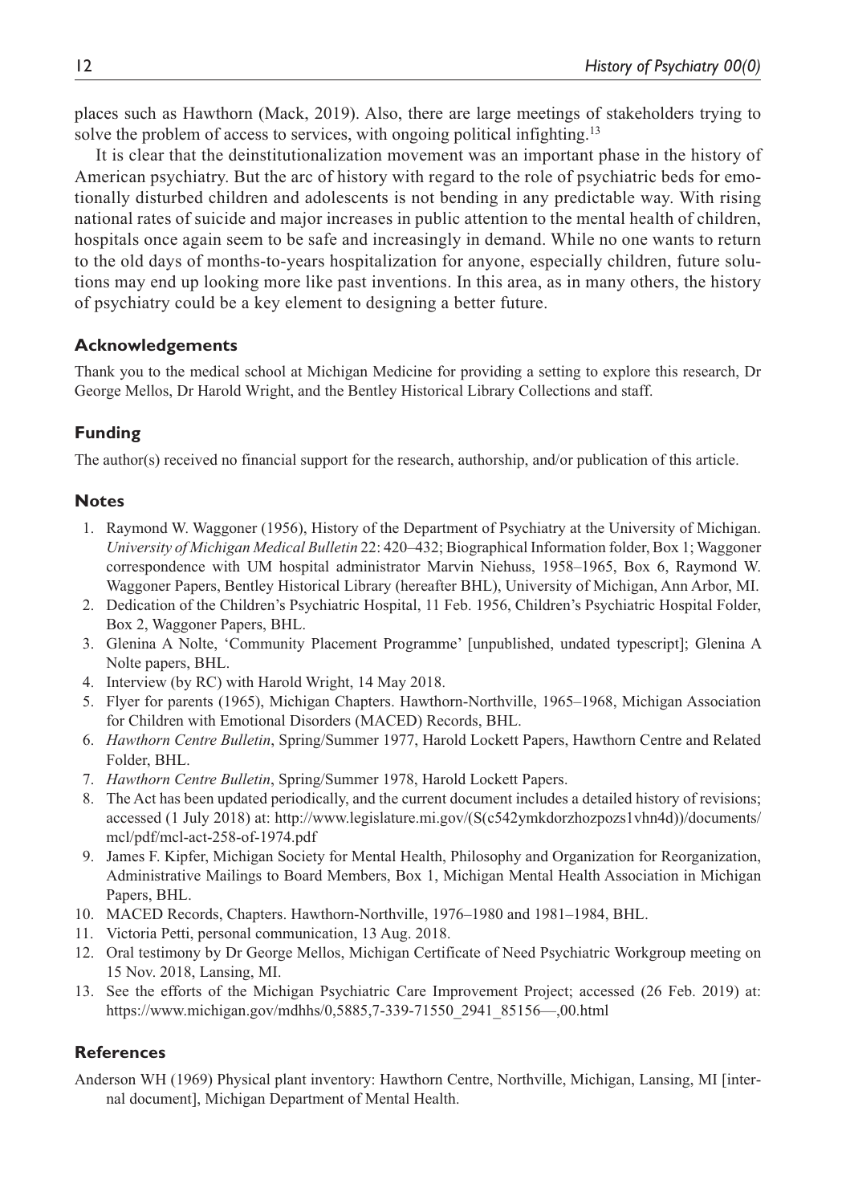places such as Hawthorn (Mack, 2019). Also, there are large meetings of stakeholders trying to solve the problem of access to services, with ongoing political infighting.[13]

It is clear that the deinstitutionalization movement was an important phase in the history of American psychiatry. But the arc of history with regard to the role of psychiatric beds for emotionally disturbed children and adolescents is not bending in any predictable way. With rising national rates of suicide and major increases in public attention to the mental health of children, hospitals once again seem to be safe and increasingly in demand. While no one wants to return to the old days of months-to-years hospitalization for anyone, especially children, future solutions may end up looking more like past inventions. In this area, as in many others, the history of psychiatry could be a key element to designing a better future.

## Acknowledgements

Thank you to the medical school at Michigan Medicine for providing a setting to explore this research, Dr George Mellos, Dr Harold Wright, and the Bentley Historical Library Collections and staff.

## Funding

The author(s) received no financial support for the research, authorship, and/or publication of this article.

## Notes

1. Raymond W. Waggoner (1956), History of the Department of Psychiatry at the University of Michigan. *University of Michigan Medical Bulletin* 22: 420–432; Biographical Information folder, Box 1; Waggoner correspondence with UM hospital administrator Marvin Niehuss, 1958–1965, Box 6, Raymond W. Waggoner Papers, Bentley Historical Library (hereafter BHL), University of Michigan, Ann Arbor, MI.
2. Dedication of the Children's Psychiatric Hospital, 11 Feb. 1956, Children's Psychiatric Hospital Folder, Box 2, Waggoner Papers, BHL.
3. Glenina A Nolte, 'Community Placement Programme' [unpublished, undated typescript]; Glenina A Nolte papers, BHL.
4. Interview (by RC) with Harold Wright, 14 May 2018.
5. Flyer for parents (1965), Michigan Chapters. Hawthorn-Northville, 1965–1968, Michigan Association for Children with Emotional Disorders (MACED) Records, BHL.
6. *Hawthorn Centre Bulletin*, Spring/Summer 1977, Harold Lockett Papers, Hawthorn Centre and Related Folder, BHL.
7. *Hawthorn Centre Bulletin*, Spring/Summer 1978, Harold Lockett Papers.
8. The Act has been updated periodically, and the current document includes a detailed history of revisions; accessed (1 July 2018) at: http://www.legislature.mi.gov/(S(c542ymkdorzhozpozs1vhn4d))/documents/mcl/pdf/mcl-act-258-of-1974.pdf
9. James F. Kipfer, Michigan Society for Mental Health, Philosophy and Organization for Reorganization, Administrative Mailings to Board Members, Box 1, Michigan Mental Health Association in Michigan Papers, BHL.
10. MACED Records, Chapters. Hawthorn-Northville, 1976–1980 and 1981–1984, BHL.
11. Victoria Petti, personal communication, 13 Aug. 2018.
12. Oral testimony by Dr George Mellos, Michigan Certificate of Need Psychiatric Workgroup meeting on 15 Nov. 2018, Lansing, MI.
13. See the efforts of the Michigan Psychiatric Care Improvement Project; accessed (26 Feb. 2019) at: https://www.michigan.gov/mdhhs/0,5885,7-339-71550_2941_85156—,00.html

## References

Anderson WH (1969) Physical plant inventory: Hawthorn Centre, Northville, Michigan, Lansing, MI [internal document], Michigan Department of Mental Health.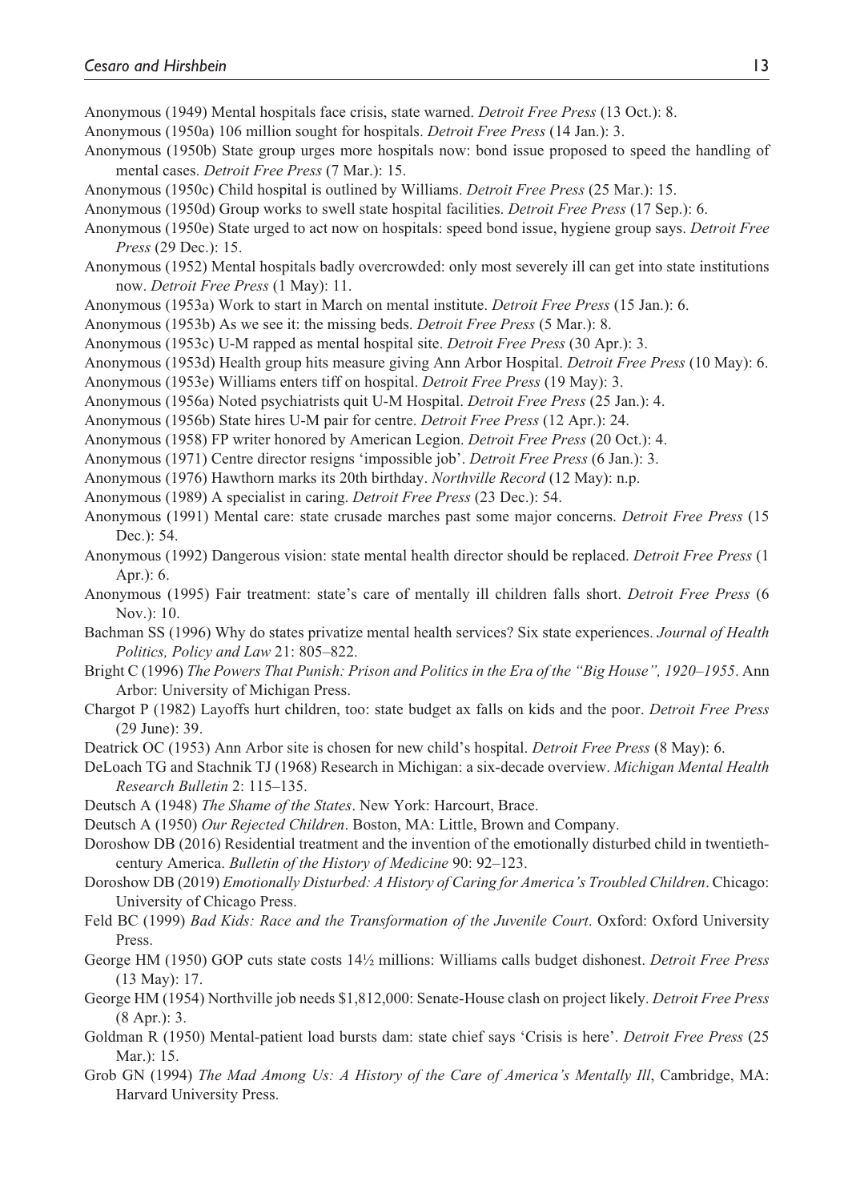Anonymous (1949) Mental hospitals face crisis, state warned. *Detroit Free Press* (13 Oct.): 8.

Anonymous (1950a) 106 million sought for hospitals. *Detroit Free Press* (14 Jan.): 3.

Anonymous (1950b) State group urges more hospitals now: bond issue proposed to speed the handling of mental cases. *Detroit Free Press* (7 Mar.): 15.

Anonymous (1950c) Child hospital is outlined by Williams. *Detroit Free Press* (25 Mar.): 15.

Anonymous (1950d) Group works to swell state hospital facilities. *Detroit Free Press* (17 Sep.): 6.

Anonymous (1950e) State urged to act now on hospitals: speed bond issue, hygiene group says. *Detroit Free Press* (29 Dec.): 15.

Anonymous (1952) Mental hospitals badly overcrowded: only most severely ill can get into state institutions now. *Detroit Free Press* (1 May): 11.

Anonymous (1953a) Work to start in March on mental institute. *Detroit Free Press* (15 Jan.): 6.

Anonymous (1953b) As we see it: the missing beds. *Detroit Free Press* (5 Mar.): 8.

Anonymous (1953c) U-M rapped as mental hospital site. *Detroit Free Press* (30 Apr.): 3.

Anonymous (1953d) Health group hits measure giving Ann Arbor Hospital. *Detroit Free Press* (10 May): 6.

Anonymous (1953e) Williams enters tiff on hospital. *Detroit Free Press* (19 May): 3.

Anonymous (1956a) Noted psychiatrists quit U-M Hospital. *Detroit Free Press* (25 Jan.): 4.

Anonymous (1956b) State hires U-M pair for centre. *Detroit Free Press* (12 Apr.): 24.

Anonymous (1958) FP writer honored by American Legion. *Detroit Free Press* (20 Oct.): 4.

Anonymous (1971) Centre director resigns 'impossible job'. *Detroit Free Press* (6 Jan.): 3.

Anonymous (1976) Hawthorn marks its 20th birthday. *Northville Record* (12 May): n.p.

Anonymous (1989) A specialist in caring. *Detroit Free Press* (23 Dec.): 54.

Anonymous (1991) Mental care: state crusade marches past some major concerns. *Detroit Free Press* (15 Dec.): 54.

Anonymous (1992) Dangerous vision: state mental health director should be replaced. *Detroit Free Press* (1 Apr.): 6.

Anonymous (1995) Fair treatment: state's care of mentally ill children falls short. *Detroit Free Press* (6 Nov.): 10.

Bachman SS (1996) Why do states privatize mental health services? Six state experiences. *Journal of Health Politics, Policy and Law* 21: 805–822.

Bright C (1996) *The Powers That Punish: Prison and Politics in the Era of the "Big House", 1920–1955*. Ann Arbor: University of Michigan Press.

Chargot P (1982) Layoffs hurt children, too: state budget ax falls on kids and the poor. *Detroit Free Press* (29 June): 39.

Deatrick OC (1953) Ann Arbor site is chosen for new child's hospital. *Detroit Free Press* (8 May): 6.

DeLoach TG and Stachnik TJ (1968) Research in Michigan: a six-decade overview. *Michigan Mental Health Research Bulletin* 2: 115–135.

Deutsch A (1948) *The Shame of the States*. New York: Harcourt, Brace.

Deutsch A (1950) *Our Rejected Children*. Boston, MA: Little, Brown and Company.

Doroshow DB (2016) Residential treatment and the invention of the emotionally disturbed child in twentieth-century America. *Bulletin of the History of Medicine* 90: 92–123.

Doroshow DB (2019) *Emotionally Disturbed: A History of Caring for America's Troubled Children*. Chicago: University of Chicago Press.

Feld BC (1999) *Bad Kids: Race and the Transformation of the Juvenile Court*. Oxford: Oxford University Press.

George HM (1950) GOP cuts state costs 14½ millions: Williams calls budget dishonest. *Detroit Free Press* (13 May): 17.

George HM (1954) Northville job needs $1,812,000: Senate-House clash on project likely. *Detroit Free Press* (8 Apr.): 3.

Goldman R (1950) Mental-patient load bursts dam: state chief says 'Crisis is here'. *Detroit Free Press* (25 Mar.): 15.

Grob GN (1994) *The Mad Among Us: A History of the Care of America's Mentally Ill*, Cambridge, MA: Harvard University Press.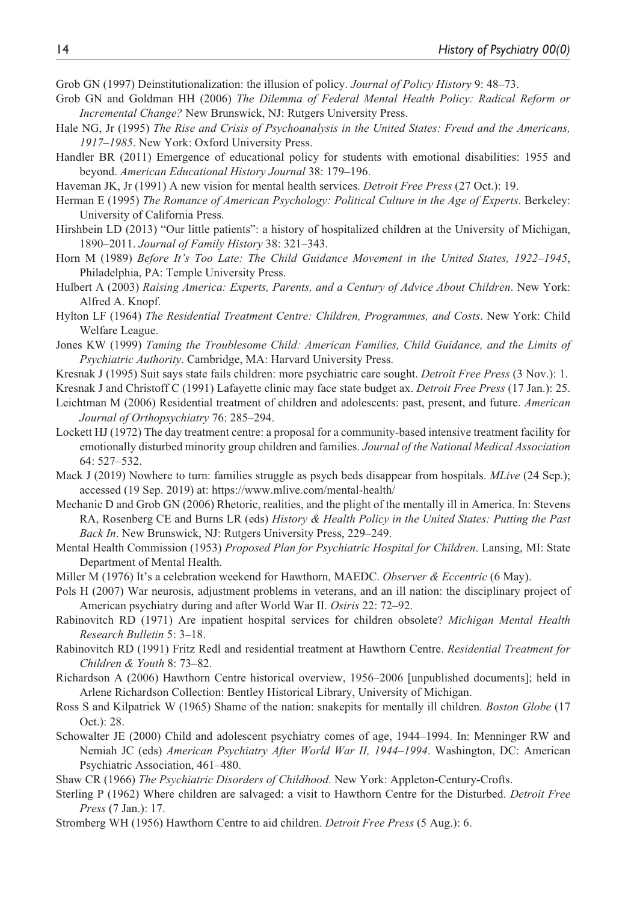Grob GN (1997) Deinstitutionalization: the illusion of policy. *Journal of Policy History* 9: 48–73.

Grob GN and Goldman HH (2006) *The Dilemma of Federal Mental Health Policy: Radical Reform or Incremental Change?* New Brunswick, NJ: Rutgers University Press.

Hale NG, Jr (1995) *The Rise and Crisis of Psychoanalysis in the United States: Freud and the Americans, 1917–1985*. New York: Oxford University Press.

Handler BR (2011) Emergence of educational policy for students with emotional disabilities: 1955 and beyond. *American Educational History Journal* 38: 179–196.

Haveman JK, Jr (1991) A new vision for mental health services. *Detroit Free Press* (27 Oct.): 19.

Herman E (1995) *The Romance of American Psychology: Political Culture in the Age of Experts*. Berkeley: University of California Press.

Hirshbein LD (2013) "Our little patients": a history of hospitalized children at the University of Michigan, 1890–2011. *Journal of Family History* 38: 321–343.

Horn M (1989) *Before It's Too Late: The Child Guidance Movement in the United States, 1922–1945*, Philadelphia, PA: Temple University Press.

Hulbert A (2003) *Raising America: Experts, Parents, and a Century of Advice About Children*. New York: Alfred A. Knopf.

Hylton LF (1964) *The Residential Treatment Centre: Children, Programmes, and Costs*. New York: Child Welfare League.

Jones KW (1999) *Taming the Troublesome Child: American Families, Child Guidance, and the Limits of Psychiatric Authority*. Cambridge, MA: Harvard University Press.

Kresnak J (1995) Suit says state fails children: more psychiatric care sought. *Detroit Free Press* (3 Nov.): 1.

Kresnak J and Christoff C (1991) Lafayette clinic may face state budget ax. *Detroit Free Press* (17 Jan.): 25.

Leichtman M (2006) Residential treatment of children and adolescents: past, present, and future. *American Journal of Orthopsychiatry* 76: 285–294.

Lockett HJ (1972) The day treatment centre: a proposal for a community-based intensive treatment facility for emotionally disturbed minority group children and families. *Journal of the National Medical Association* 64: 527–532.

Mack J (2019) Nowhere to turn: families struggle as psych beds disappear from hospitals. *MLive* (24 Sep.); accessed (19 Sep. 2019) at: https://www.mlive.com/mental-health/

Mechanic D and Grob GN (2006) Rhetoric, realities, and the plight of the mentally ill in America. In: Stevens RA, Rosenberg CE and Burns LR (eds) *History & Health Policy in the United States: Putting the Past Back In*. New Brunswick, NJ: Rutgers University Press, 229–249.

Mental Health Commission (1953) *Proposed Plan for Psychiatric Hospital for Children*. Lansing, MI: State Department of Mental Health.

Miller M (1976) It's a celebration weekend for Hawthorn, MAEDC. *Observer & Eccentric* (6 May).

Pols H (2007) War neurosis, adjustment problems in veterans, and an ill nation: the disciplinary project of American psychiatry during and after World War II. *Osiris* 22: 72–92.

Rabinovitch RD (1971) Are inpatient hospital services for children obsolete? *Michigan Mental Health Research Bulletin* 5: 3–18.

Rabinovitch RD (1991) Fritz Redl and residential treatment at Hawthorn Centre. *Residential Treatment for Children & Youth* 8: 73–82.

Richardson A (2006) Hawthorn Centre historical overview, 1956–2006 [unpublished documents]; held in Arlene Richardson Collection: Bentley Historical Library, University of Michigan.

Ross S and Kilpatrick W (1965) Shame of the nation: snakepits for mentally ill children. *Boston Globe* (17 Oct.): 28.

Schowalter JE (2000) Child and adolescent psychiatry comes of age, 1944–1994. In: Menninger RW and Nemiah JC (eds) *American Psychiatry After World War II, 1944–1994*. Washington, DC: American Psychiatric Association, 461–480.

Shaw CR (1966) *The Psychiatric Disorders of Childhood*. New York: Appleton-Century-Crofts.

Sterling P (1962) Where children are salvaged: a visit to Hawthorn Centre for the Disturbed. *Detroit Free Press* (7 Jan.): 17.

Stromberg WH (1956) Hawthorn Centre to aid children. *Detroit Free Press* (5 Aug.): 6.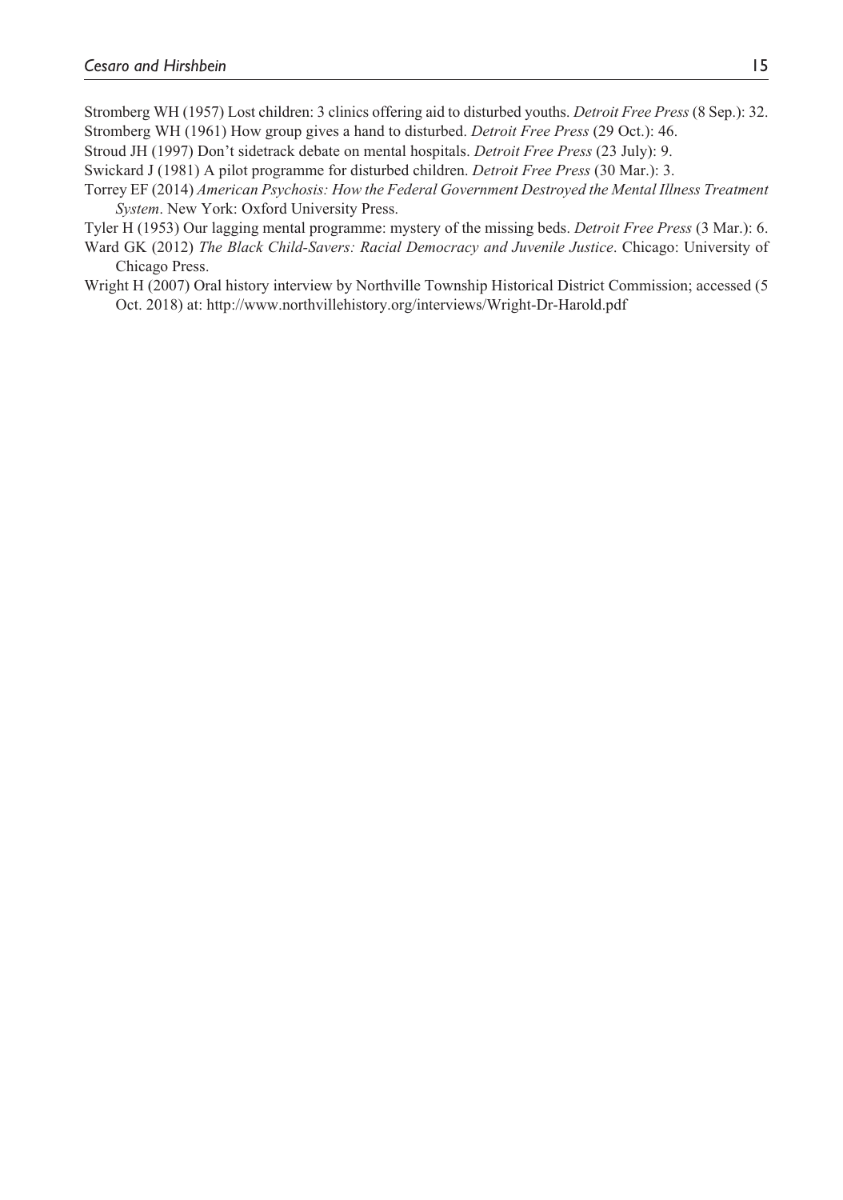Stromberg WH (1957) Lost children: 3 clinics offering aid to disturbed youths. *Detroit Free Press* (8 Sep.): 32.

Stromberg WH (1961) How group gives a hand to disturbed. *Detroit Free Press* (29 Oct.): 46.

Stroud JH (1997) Don't sidetrack debate on mental hospitals. *Detroit Free Press* (23 July): 9.

Swickard J (1981) A pilot programme for disturbed children. *Detroit Free Press* (30 Mar.): 3.

Torrey EF (2014) *American Psychosis: How the Federal Government Destroyed the Mental Illness Treatment System*. New York: Oxford University Press.

Tyler H (1953) Our lagging mental programme: mystery of the missing beds. *Detroit Free Press* (3 Mar.): 6.

Ward GK (2012) *The Black Child-Savers: Racial Democracy and Juvenile Justice*. Chicago: University of Chicago Press.

Wright H (2007) Oral history interview by Northville Township Historical District Commission; accessed (5 Oct. 2018) at: http://www.northvillehistory.org/interviews/Wright-Dr-Harold.pdf